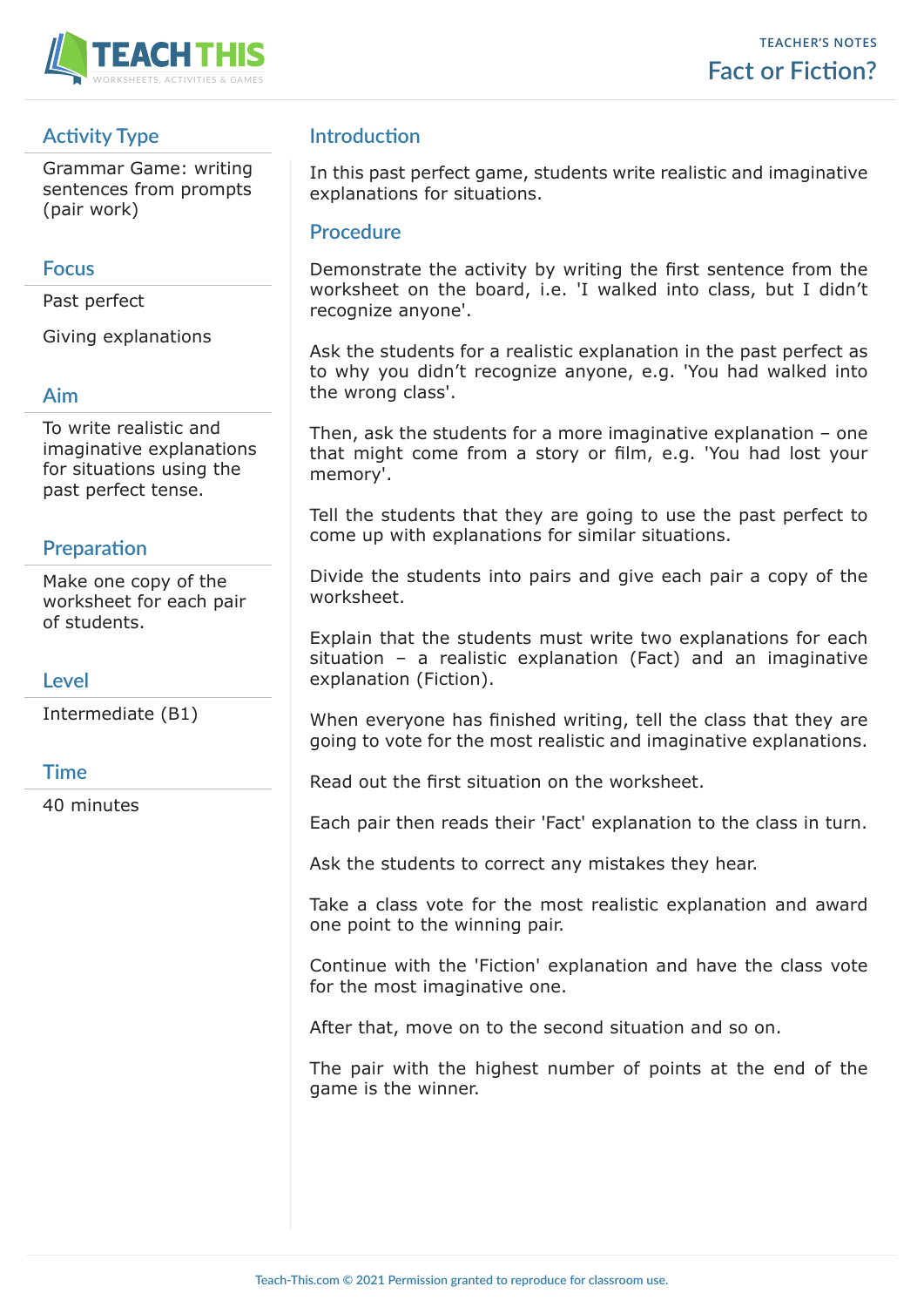# Fact or Fiction?

TEACHER'S NOTES

## Activity Type

Grammar Game: writing sentences from prompts (pair work)

## Focus

Past perfect

Giving explanations

## Aim

To write realistic and imaginative explanations for situations using the past perfect tense.

## Preparation

Make one copy of the worksheet for each pair of students.

## Level

Intermediate (B1)

## Time

40 minutes

## Introduction

In this past perfect game, students write realistic and imaginative explanations for situations.

## Procedure

Demonstrate the activity by writing the first sentence from the worksheet on the board, i.e. 'I walked into class, but I didn't recognize anyone'.

Ask the students for a realistic explanation in the past perfect as to why you didn't recognize anyone, e.g. 'You had walked into the wrong class'.

Then, ask the students for a more imaginative explanation – one that might come from a story or film, e.g. 'You had lost your memory'.

Tell the students that they are going to use the past perfect to come up with explanations for similar situations.

Divide the students into pairs and give each pair a copy of the worksheet.

Explain that the students must write two explanations for each situation – a realistic explanation (Fact) and an imaginative explanation (Fiction).

When everyone has finished writing, tell the class that they are going to vote for the most realistic and imaginative explanations.

Read out the first situation on the worksheet.

Each pair then reads their 'Fact' explanation to the class in turn.

Ask the students to correct any mistakes they hear.

Take a class vote for the most realistic explanation and award one point to the winning pair.

Continue with the 'Fiction' explanation and have the class vote for the most imaginative one.

After that, move on to the second situation and so on.

The pair with the highest number of points at the end of the game is the winner.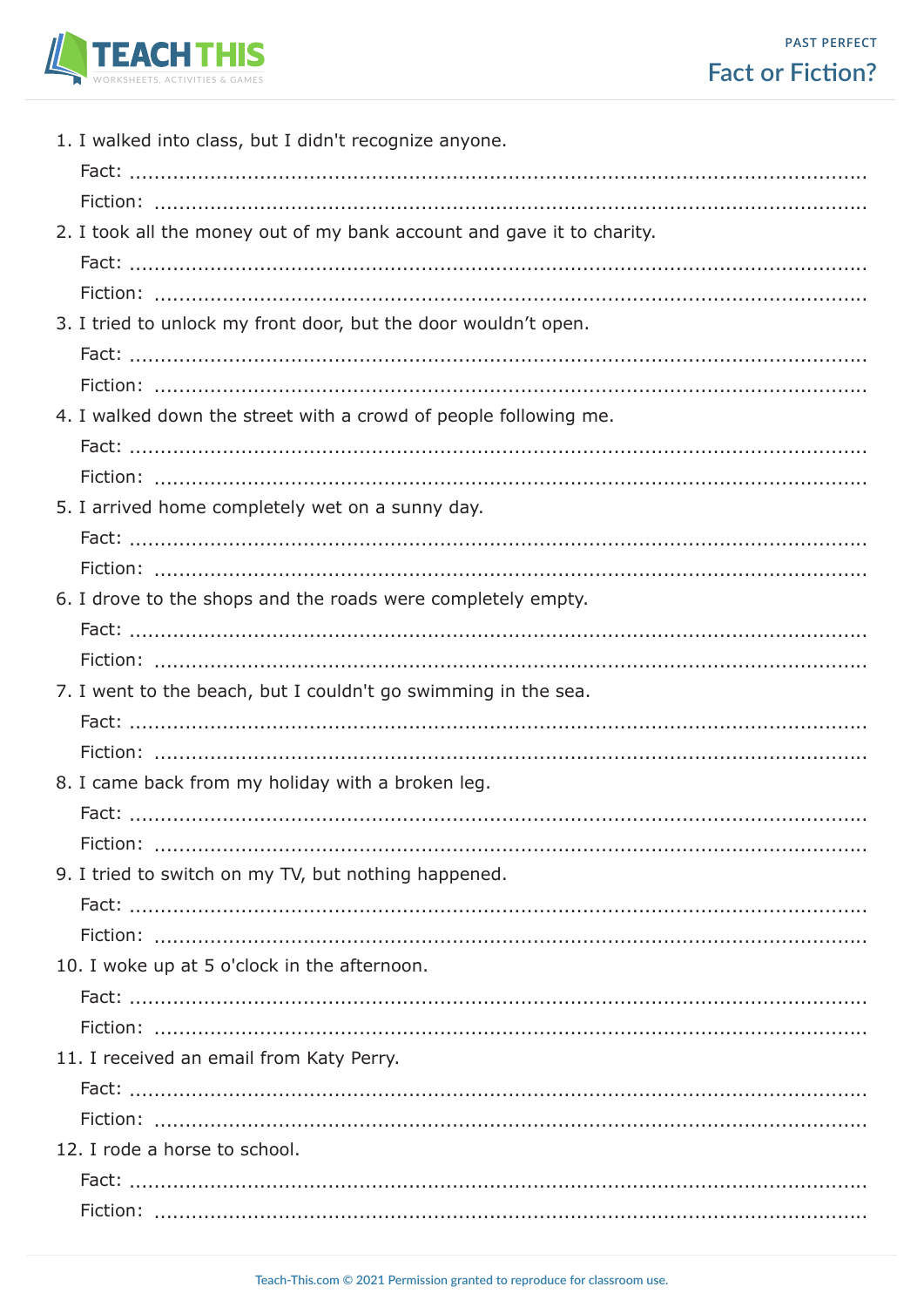PAST PERFECT

# Fact or Fiction?

1. I walked into class, but I didn't recognize anyone.
   Fact: ..........................................................................................................
   Fiction: ..........................................................................................................
2. I took all the money out of my bank account and gave it to charity.
   Fact: ..........................................................................................................
   Fiction: ..........................................................................................................
3. I tried to unlock my front door, but the door wouldn't open.
   Fact: ..........................................................................................................
   Fiction: ..........................................................................................................
4. I walked down the street with a crowd of people following me.
   Fact: ..........................................................................................................
   Fiction: ..........................................................................................................
5. I arrived home completely wet on a sunny day.
   Fact: ..........................................................................................................
   Fiction: ..........................................................................................................
6. I drove to the shops and the roads were completely empty.
   Fact: ..........................................................................................................
   Fiction: ..........................................................................................................
7. I went to the beach, but I couldn't go swimming in the sea.
   Fact: ..........................................................................................................
   Fiction: ..........................................................................................................
8. I came back from my holiday with a broken leg.
   Fact: ..........................................................................................................
   Fiction: ..........................................................................................................
9. I tried to switch on my TV, but nothing happened.
   Fact: ..........................................................................................................
   Fiction: ..........................................................................................................
10. I woke up at 5 o'clock in the afternoon.
    Fact: ..........................................................................................................
    Fiction: ..........................................................................................................
11. I received an email from Katy Perry.
    Fact: ..........................................................................................................
    Fiction: ..........................................................................................................
12. I rode a horse to school.
    Fact: ..........................................................................................................
    Fiction: ..........................................................................................................